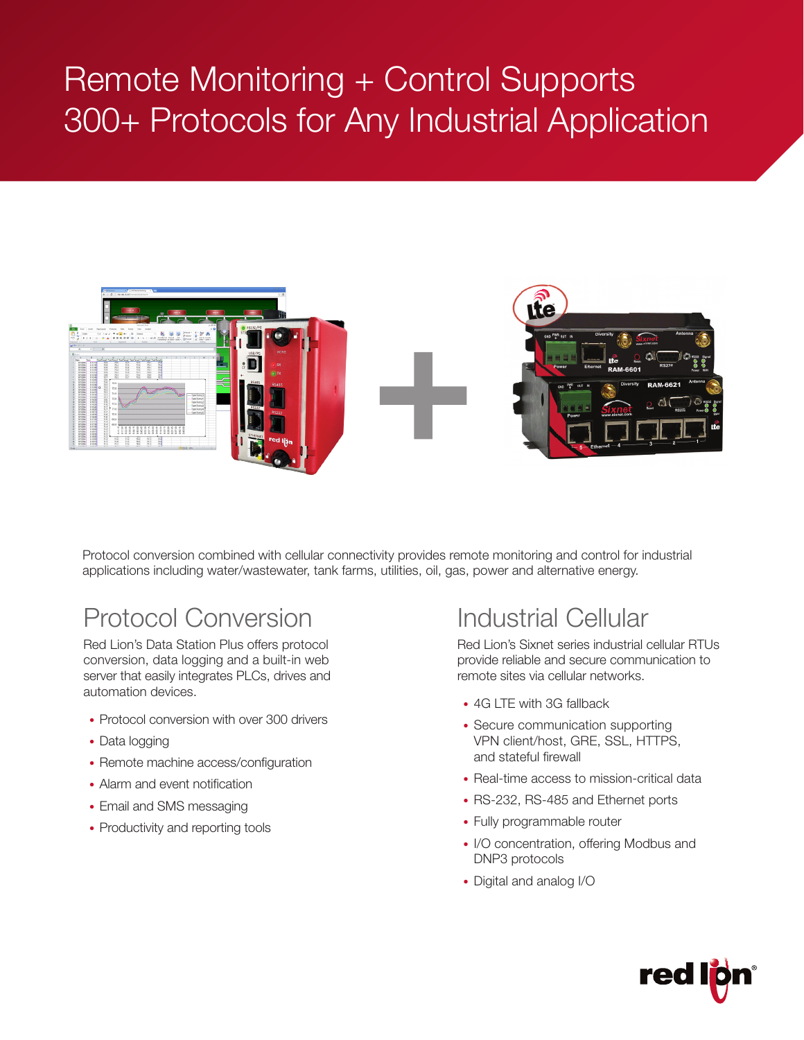# Remote Monitoring + Control Supports 300+ Protocols for Any Industrial Application

Protocol conversion combined with cellular connectivity provides remote monitoring and control for industrial applications including water/wastewater, tank farms, utilities, oil, gas, power and alternative energy.

## Protocol Conversion

Red Lion's Data Station Plus offers protocol conversion, data logging and a built-in web server that easily integrates PLCs, drives and automation devices.

- Protocol conversion with over 300 drivers
- Data logging
- Remote machine access/configuration
- Alarm and event notification
- Email and SMS messaging
- Productivity and reporting tools

## Industrial Cellular

Red Lion's Sixnet series industrial cellular RTUs provide reliable and secure communication to remote sites via cellular networks.

- 4G LTE with 3G fallback
- Secure communication supporting VPN client/host, GRE, SSL, HTTPS, and stateful firewall
- Real-time access to mission-critical data
- RS-232, RS-485 and Ethernet ports
- Fully programmable router
- I/O concentration, offering Modbus and DNP3 protocols
- Digital and analog I/O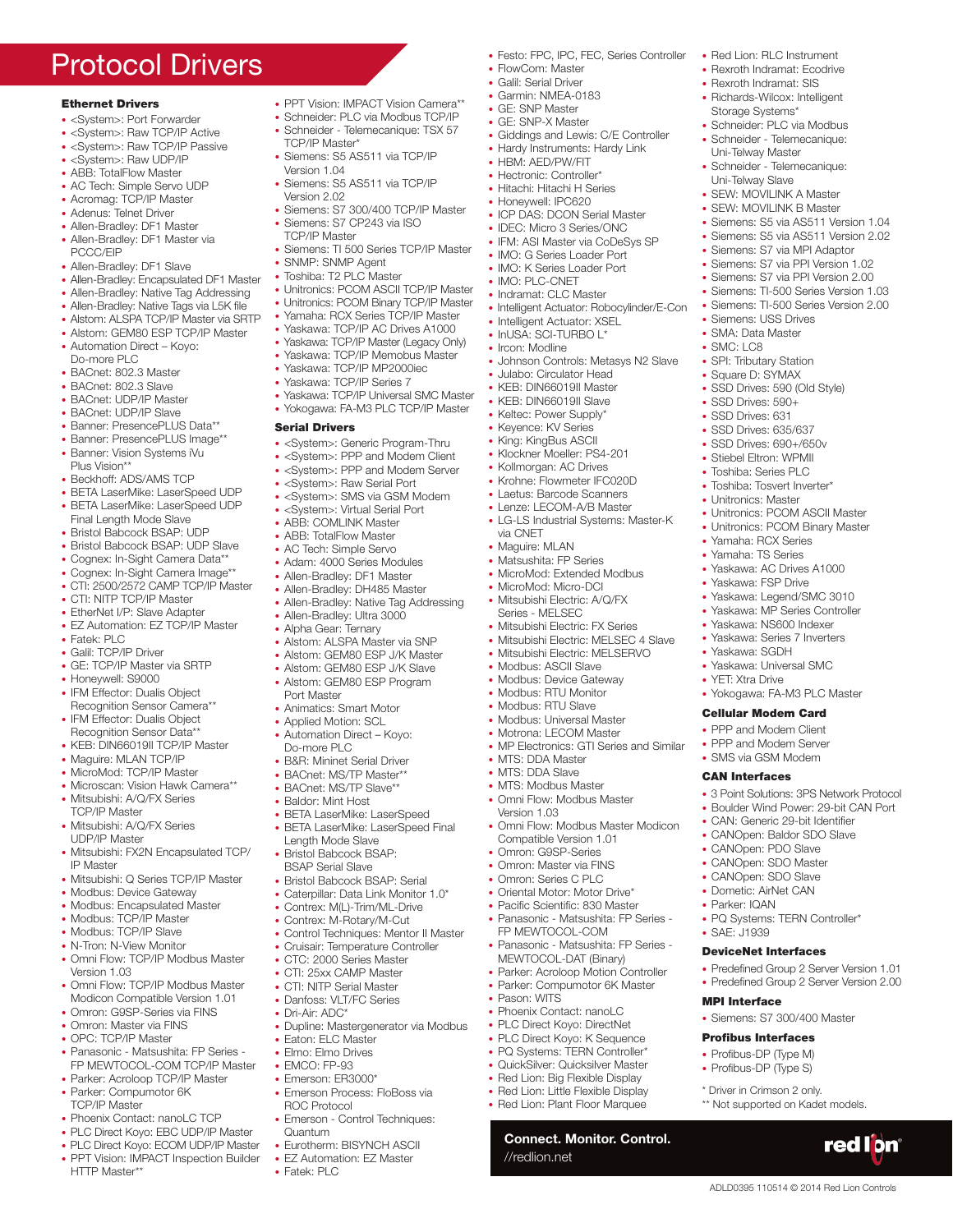# Protocol Drivers

### Ethernet Drivers

- <System>: Port Forwarder
- <System>: Raw TCP/IP Active
- <System>: Raw TCP/IP Passive
- <System>: Raw UDP/IP
- ABB: TotalFlow Master
- AC Tech: Simple Servo UDP
- Acromag: TCP/IP Master
- Adenus: Telnet Driver
- Allen-Bradley: DF1 Master
- Allen-Bradley: DF1 Master via PCCC/EIP
- Allen-Bradley: DF1 Slave
- Allen-Bradley: Encapsulated DF1 Master
- Allen-Bradley: Native Tag Addressing
- Allen-Bradley: Native Tags via L5K file
- Alstom: ALSPA TCP/IP Master via SRTP
- Alstom: GEM80 ESP TCP/IP Master
- Automation Direct – Koyo: Do-more PLC
- BACnet: 802.3 Master
- BACnet: 802.3 Slave
- BACnet: UDP/IP Master
- BACnet: UDP/IP Slave
- Banner: PresencePLUS Data**
- Banner: PresencePLUS Image**
- Banner: Vision Systems iVu Plus Vision**
- Beckhoff: ADS/AMS TCP
- BETA LaserMike: LaserSpeed UDP
- BETA LaserMike: LaserSpeed UDP Final Length Mode Slave
- Bristol Babcock BSAP: UDP
- Bristol Babcock BSAP: UDP Slave
- Cognex: In-Sight Camera Data**
- Cognex: In-Sight Camera Image**
- CTI: 2500/2572 CAMP TCP/IP Master
- CTI: NITP TCP/IP Master
- EtherNet I/P: Slave Adapter
- EZ Automation: EZ TCP/IP Master
- Fatek: PLC
- Galil: TCP/IP Driver
- GE: TCP/IP Master via SRTP
- Honeywell: S9000
- IFM Effector: Dualis Object Recognition Sensor Camera**
- IFM Effector: Dualis Object Recognition Sensor Data**
- KEB: DIN66019II TCP/IP Master
- Maguire: MLAN TCP/IP
- MicroMod: TCP/IP Master
- Microscan: Vision Hawk Camera**
- Mitsubishi: A/Q/FX Series TCP/IP Master
- Mitsubishi: A/Q/FX Series UDP/IP Master
- Mitsubishi: FX2N Encapsulated TCP/IP Master
- Mitsubishi: Q Series TCP/IP Master
- Modbus: Device Gateway
- Modbus: Encapsulated Master
- Modbus: TCP/IP Master
- Modbus: TCP/IP Slave
- N-Tron: N-View Monitor
- Omni Flow: TCP/IP Modbus Master Version 1.03
- Omni Flow: TCP/IP Modbus Master Modicon Compatible Version 1.01
- Omron: G9SP-Series via FINS
- Omron: Master via FINS
- OPC: TCP/IP Master
- Panasonic - Matsushita: FP Series - FP MEWTOCOL-COM TCP/IP Master
- Parker: Acroloop TCP/IP Master
- Parker: Compumotor 6K TCP/IP Master
- Phoenix Contact: nanoLC TCP
- PLC Direct Koyo: EBC UDP/IP Master
- PLC Direct Koyo: ECOM UDP/IP Master
- PPT Vision: IMPACT Inspection Builder HTTP Master**
- PPT Vision: IMPACT Vision Camera**
- Schneider: PLC via Modbus TCP/IP
- Schneider - Telemecanique: TSX 57 TCP/IP Master*
- Siemens: S5 AS511 via TCP/IP Version 1.04
- Siemens: S5 AS511 via TCP/IP Version 2.02
- Siemens: S7 300/400 TCP/IP Master
- Siemens: S7 CP243 via ISO TCP/IP Master
- Siemens: TI 500 Series TCP/IP Master
- SNMP: SNMP Agent
- Toshiba: T2 PLC Master
- Unitronics: PCOM ASCII TCP/IP Master
- Unitronics: PCOM Binary TCP/IP Master
- Yamaha: RCX Series TCP/IP Master
- Yaskawa: TCP/IP AC Drives A1000
- Yaskawa: TCP/IP Master (Legacy Only)
- Yaskawa: TCP/IP Memobus Master
- Yaskawa: TCP/IP MP2000iec
- Yaskawa: TCP/IP Series 7
- Yaskawa: TCP/IP Universal SMC Master
- Yokogawa: FA-M3 PLC TCP/IP Master

### Serial Drivers

- <System>: Generic Program-Thru
- <System>: PPP and Modem Client
- <System>: PPP and Modem Server
- <System>: Raw Serial Port
- <System>: SMS via GSM Modem
- <System>: Virtual Serial Port
- ABB: COMLINK Master
- ABB: TotalFlow Master
- AC Tech: Simple Servo
- Adam: 4000 Series Modules
- Allen-Bradley: DF1 Master
- Allen-Bradley: DH485 Master
- Allen-Bradley: Native Tag Addressing
- Allen-Bradley: Ultra 3000
- Alpha Gear: Ternary
- Alstom: ALSPA Master via SNP
- Alstom: GEM80 ESP J/K Master
- Alstom: GEM80 ESP J/K Slave
- Alstom: GEM80 ESP Program Port Master
- Animatics: Smart Motor
- Applied Motion: SCL
- Automation Direct – Koyo: Do-more PLC
- B&R: Mininet Serial Driver
- BACnet: MS/TP Master**
- BACnet: MS/TP Slave**
- Baldor: Mint Host
- BETA LaserMike: LaserSpeed
- BETA LaserMike: LaserSpeed Final Length Mode Slave
- Bristol Babcock BSAP: BSAP Serial Slave
- Bristol Babcock BSAP: Serial
- Caterpillar: Data Link Monitor 1.0*
- Contrex: M(L)-Trim/ML-Drive
- Contrex: M-Rotary/M-Cut
- Control Techniques: Mentor II Master
- Cruisair: Temperature Controller
- CTC: 2000 Series Master
- CTI: 25xx CAMP Master
- CTI: NITP Serial Master
- Danfoss: VLT/FC Series
- Dri-Air: ADC*
- Dupline: Mastergenerator via Modbus
- Eaton: ELC Master
- Elmo: Elmo Drives
- EMCO: FP-93
- Emerson: ER3000*
- Emerson Process: FloBoss via ROC Protocol
- Emerson - Control Techniques: Quantum
- Eurotherm: BISYNCH ASCII
- EZ Automation: EZ Master
- Fatek: PLC
- Festo: FPC, IPC, FEC, Series Controller
- FlowCom: Master
- Galil: Serial Driver
- Garmin: NMEA-0183
- GE: SNP Master
- GE: SNP-X Master
- Giddings and Lewis: C/E Controller
- Hardy Instruments: Hardy Link
- HBM: AED/PW/FIT
- Hectronic: Controller*
- Hitachi: Hitachi H Series
- Honeywell: IPC620
- ICP DAS: DCON Serial Master
- IDEC: Micro 3 Series/ONC
- IFM: ASI Master via CoDeSys SP
- IMO: G Series Loader Port
- IMO: K Series Loader Port
- IMO: PLC-CNET
- Indramat: CLC Master
- Intelligent Actuator: Robocylinder/E-Con
- Intelligent Actuator: XSEL
- InUSA: SCI-TURBO L*
- Ircon: Modline
- Johnson Controls: Metasys N2 Slave
- Julabo: Circulator Head
- KEB: DIN66019II Master
- KEB: DIN66019II Slave
- Keltec: Power Supply*
- Keyence: KV Series
- King: KingBus ASCII
- Klockner Moeller: PS4-201
- Kollmorgan: AC Drives
- Krohne: Flowmeter IFC020D
- Laetus: Barcode Scanners
- Lenze: LECOM-A/B Master
- LG-LS Industrial Systems: Master-K via CNET
- Maguire: MLAN
- Matsushita: FP Series
- MicroMod: Extended Modbus
- MicroMod: Micro-DCI
- Mitsubishi Electric: A/Q/FX Series - MELSEC
- Mitsubishi Electric: FX Series
- Mitsubishi Electric: MELSEC 4 Slave
- Mitsubishi Electric: MELSERVO
- Modbus: ASCII Slave
- Modbus: Device Gateway
- Modbus: RTU Monitor
- Modbus: RTU Slave
- Modbus: Universal Master
- Motrona: LECOM Master
- MP Electronics: GTI Series and Similar
- MTS: DDA Master
- MTS: DDA Slave
- MTS: Modbus Master
- Omni Flow: Modbus Master Version 1.03
- Omni Flow: Modbus Master Modicon Compatible Version 1.01
- Omron: G9SP-Series
- Omron: Master via FINS
- Omron: Series C PLC
- Oriental Motor: Motor Drive*
- Pacific Scientific: 830 Master
- Panasonic - Matsushita: FP Series - FP MEWTOCOL-COM
- Panasonic - Matsushita: FP Series - MEWTOCOL-DAT (Binary)
- Parker: Acroloop Motion Controller
- Parker: Compumotor 6K Master
- Pason: WITS
- Phoenix Contact: nanoLC
- PLC Direct Koyo: DirectNet
- PLC Direct Koyo: K Sequence
- PQ Systems: TERN Controller*
- QuickSilver: Quicksilver Master
- Red Lion: Big Flexible Display
- Red Lion: Little Flexible Display
- Red Lion: Plant Floor Marquee
- Red Lion: RLC Instrument
- Rexroth Indramat: Ecodrive
- Rexroth Indramat: SIS
- Richards-Wilcox: Intelligent Storage Systems*
- Schneider: PLC via Modbus
- Schneider - Telemecanique: Uni-Telway Master
- Schneider - Telemecanique: Uni-Telway Slave
- SEW: MOVILINK A Master
- SEW: MOVILINK B Master
- Siemens: S5 via AS511 Version 1.04
- Siemens: S5 via AS511 Version 2.02
- Siemens: S7 via MPI Adaptor
- Siemens: S7 via PPI Version 1.02
- Siemens: S7 via PPI Version 2.00
- Siemens: TI-500 Series Version 1.03
- Siemens: TI-500 Series Version 2.00
- Siemens: USS Drives
- SMA: Data Master
- SMC: LC8
- SPI: Tributary Station
- Square D: SYMAX
- SSD Drives: 590 (Old Style)
- SSD Drives: 590+
- SSD Drives: 631
- SSD Drives: 635/637
- SSD Drives: 690+/650v
- Stiebel Eltron: WPMII
- Toshiba: Series PLC
- Toshiba: Tosvert Inverter*
- Unitronics: Master
- Unitronics: PCOM ASCII Master
- Unitronics: PCOM Binary Master
- Yamaha: RCX Series
- Yamaha: TS Series
- Yaskawa: AC Drives A1000
- Yaskawa: FSP Drive
- Yaskawa: Legend/SMC 3010
- Yaskawa: MP Series Controller
- Yaskawa: NS600 Indexer
- Yaskawa: Series 7 Inverters
- Yaskawa: SGDH
- Yaskawa: Universal SMC
- YET: Xtra Drive
- Yokogawa: FA-M3 PLC Master

### Cellular Modem Card

- PPP and Modem Client
- PPP and Modem Server
- SMS via GSM Modem

### CAN Interfaces

- 3 Point Solutions: 3PS Network Protocol
- Boulder Wind Power: 29-bit CAN Port
- CAN: Generic 29-bit Identifier
- CANOpen: Baldor SDO Slave
- CANOpen: PDO Slave
- CANOpen: SDO Master
- CANOpen: SDO Slave
- Dometic: AirNet CAN
- Parker: IQAN
- PQ Systems: TERN Controller*
- SAE: J1939

### DeviceNet Interfaces

- Predefined Group 2 Server Version 1.01
- Predefined Group 2 Server Version 2.00

### MPI Interface

- Siemens: S7 300/400 Master

### Profibus Interfaces

- Profibus-DP (Type M)
- Profibus-DP (Type S)

\* Driver in Crimson 2 only.
\** Not supported on Kadet models.

**Connect. Monitor. Control.**
//redlion.net

red lion

ADLD0395 110514 © 2014 Red Lion Controls